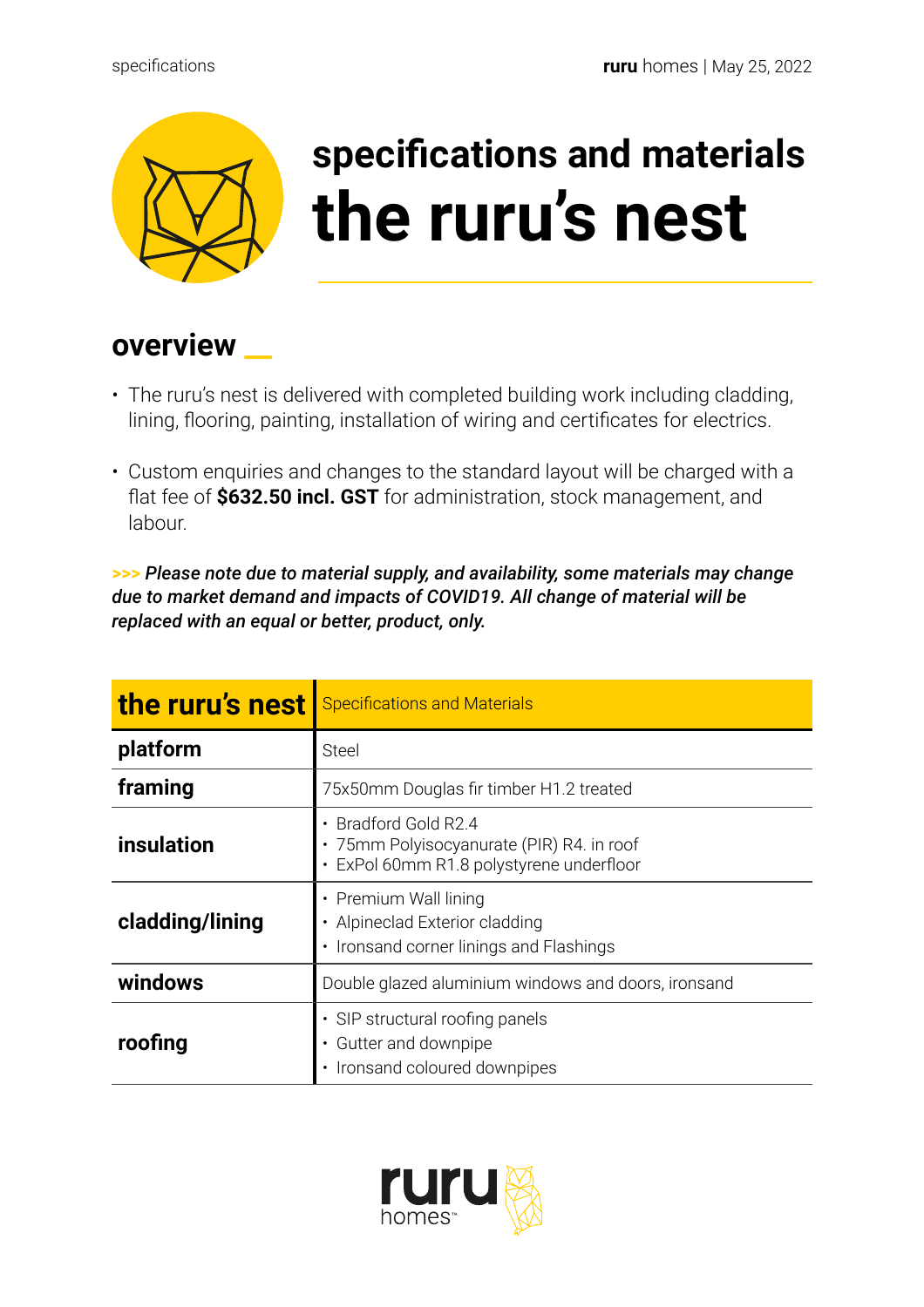# specifications and materials
# the ruru's nest

## overview

- The ruru's nest is delivered with completed building work including cladding, lining, flooring, painting, installation of wiring and certificates for electrics.
- Custom enquiries and changes to the standard layout will be charged with a flat fee of **$632.50 incl. GST** for administration, stock management, and labour.

***>>> Please note due to material supply, and availability, some materials may change due to market demand and impacts of COVID19. All change of material will be replaced with an equal or better, product, only.***

| **the ruru's nest** | Specifications and Materials |
|---|---|
| **platform** | Steel |
| **framing** | 75x50mm Douglas fir timber H1.2 treated |
| **insulation** | • Bradford Gold R2.4<br>• 75mm Polyisocyanurate (PIR) R4. in roof<br>• ExPol 60mm R1.8 polystyrene underfloor |
| **cladding/lining** | • Premium Wall lining<br>• Alpineclad Exterior cladding<br>• Ironsand corner linings and Flashings |
| **windows** | Double glazed aluminium windows and doors, ironsand |
| **roofing** | • SIP structural roofing panels<br>• Gutter and downpipe<br>• Ironsand coloured downpipes |

ruru homes™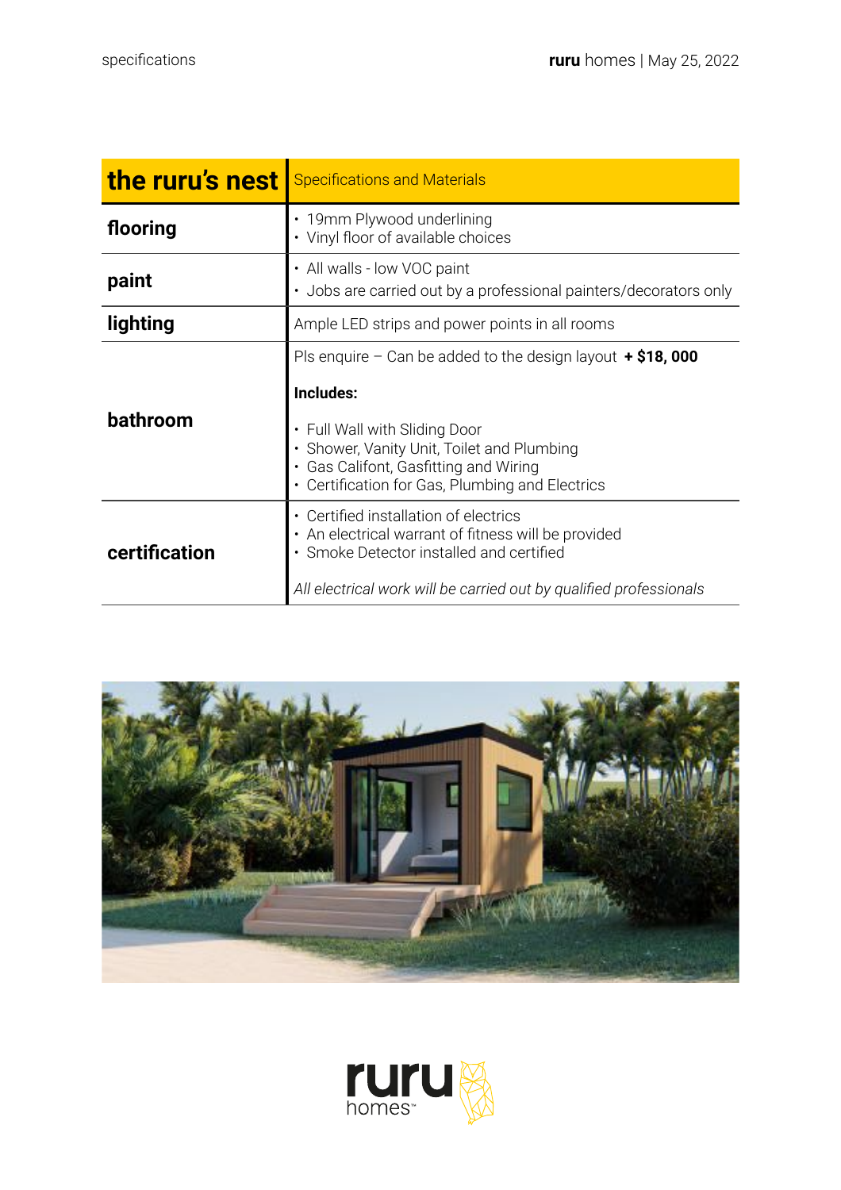| the ruru's nest | Specifications and Materials |
|---|---|
| **flooring** | • 19mm Plywood underlining<br>• Vinyl floor of available choices |
| **paint** | • All walls - low VOC paint<br>• Jobs are carried out by a professional painters/decorators only |
| **lighting** | Ample LED strips and power points in all rooms |
| **bathroom** | Pls enquire – Can be added to the design layout **+ $18, 000**<br><br>**Includes:**<br><br>• Full Wall with Sliding Door<br>• Shower, Vanity Unit, Toilet and Plumbing<br>• Gas Califont, Gasfitting and Wiring<br>• Certification for Gas, Plumbing and Electrics |
| **certification** | • Certified installation of electrics<br>• An electrical warrant of fitness will be provided<br>• Smoke Detector installed and certified<br><br>*All electrical work will be carried out by qualified professionals* |

**ruru** homes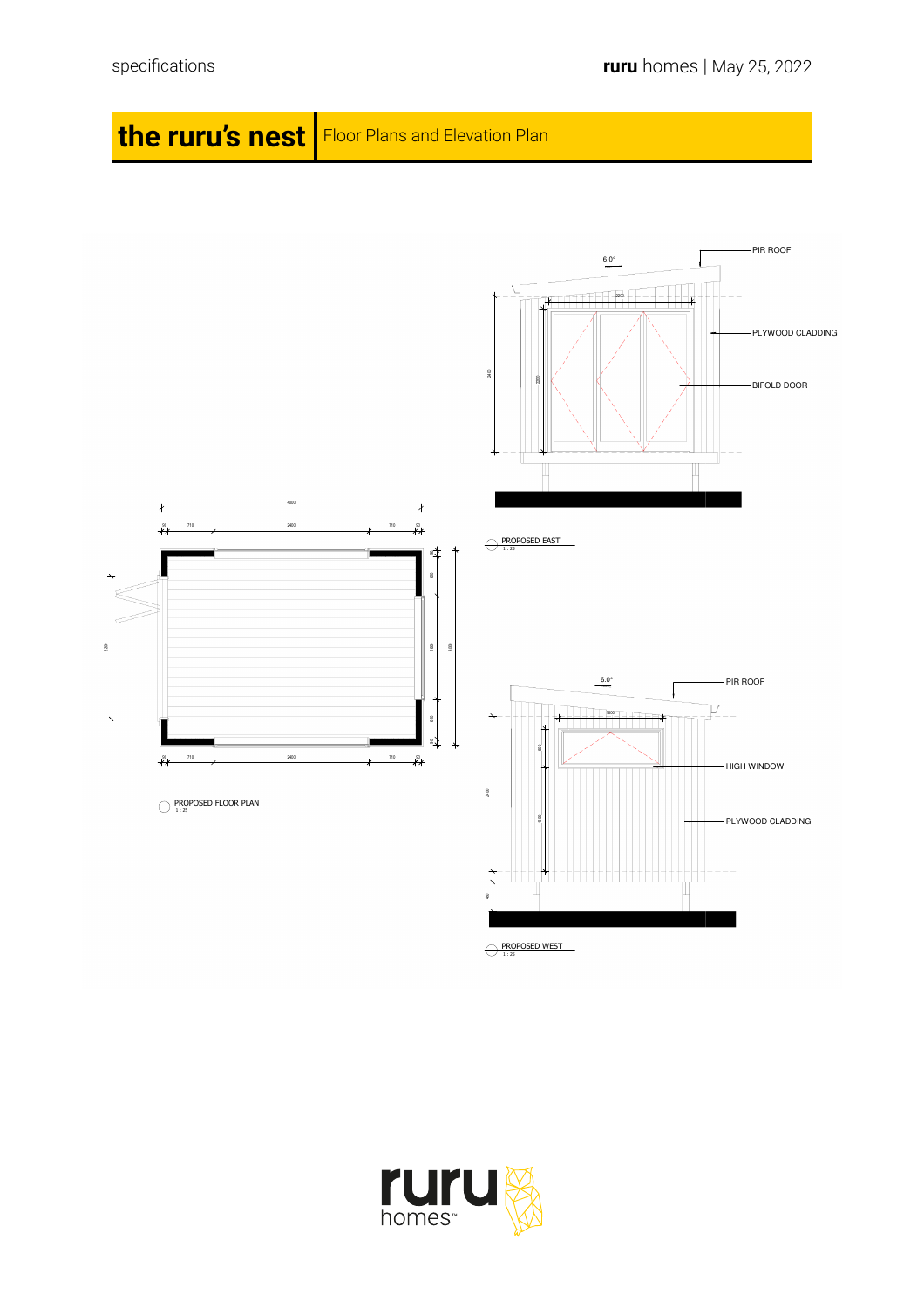specifications

**ruru** homes | May 25, 2022

# the ruru's nest

Floor Plans and Elevation Plan

6.0°

PIR ROOF

2200

PLYWOOD CLADDING

2400

2200

BIFOLD DOOR

PROPOSED EAST
1 : 25

4800

90 710 2400 710 90

PROPOSED FLOOR PLAN
1 : 25

6.0°

PIR ROOF

1600

HIGH WINDOW

2400

PLYWOOD CLADDING

400

PROPOSED WEST
1 : 25

ruru homes™